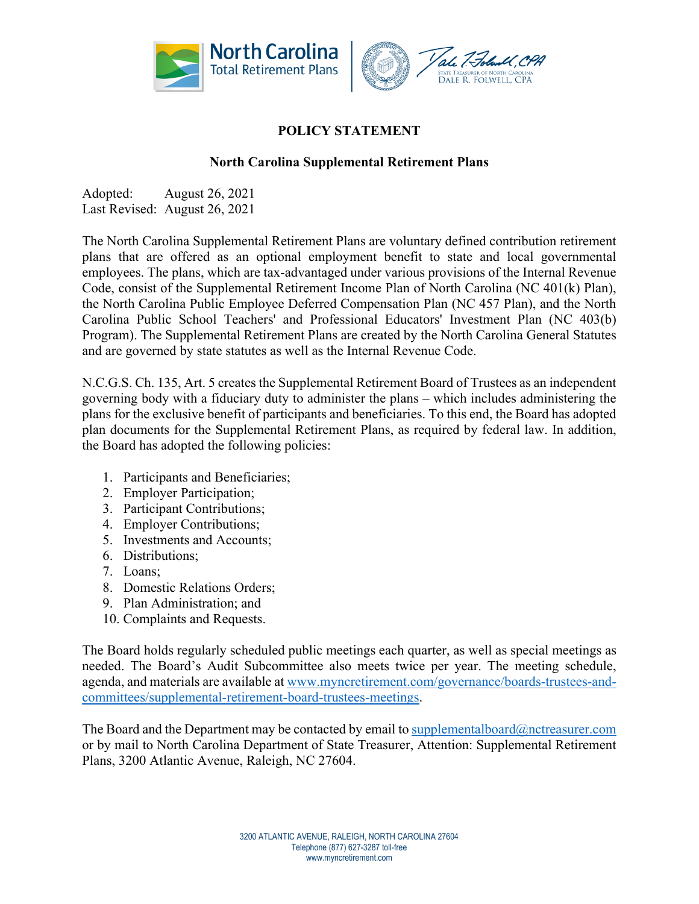# POLICY STATEMENT

## North Carolina Supplemental Retirement Plans

Adopted: August 26, 2021
Last Revised: August 26, 2021

The North Carolina Supplemental Retirement Plans are voluntary defined contribution retirement plans that are offered as an optional employment benefit to state and local governmental employees. The plans, which are tax-advantaged under various provisions of the Internal Revenue Code, consist of the Supplemental Retirement Income Plan of North Carolina (NC 401(k) Plan), the North Carolina Public Employee Deferred Compensation Plan (NC 457 Plan), and the North Carolina Public School Teachers' and Professional Educators' Investment Plan (NC 403(b) Program). The Supplemental Retirement Plans are created by the North Carolina General Statutes and are governed by state statutes as well as the Internal Revenue Code.

N.C.G.S. Ch. 135, Art. 5 creates the Supplemental Retirement Board of Trustees as an independent governing body with a fiduciary duty to administer the plans – which includes administering the plans for the exclusive benefit of participants and beneficiaries. To this end, the Board has adopted plan documents for the Supplemental Retirement Plans, as required by federal law. In addition, the Board has adopted the following policies:

1. Participants and Beneficiaries;
2. Employer Participation;
3. Participant Contributions;
4. Employer Contributions;
5. Investments and Accounts;
6. Distributions;
7. Loans;
8. Domestic Relations Orders;
9. Plan Administration; and
10. Complaints and Requests.

The Board holds regularly scheduled public meetings each quarter, as well as special meetings as needed. The Board's Audit Subcommittee also meets twice per year. The meeting schedule, agenda, and materials are available at www.myncretirement.com/governance/boards-trustees-and-committees/supplemental-retirement-board-trustees-meetings.

The Board and the Department may be contacted by email to supplementalboard@nctreasurer.com or by mail to North Carolina Department of State Treasurer, Attention: Supplemental Retirement Plans, 3200 Atlantic Avenue, Raleigh, NC 27604.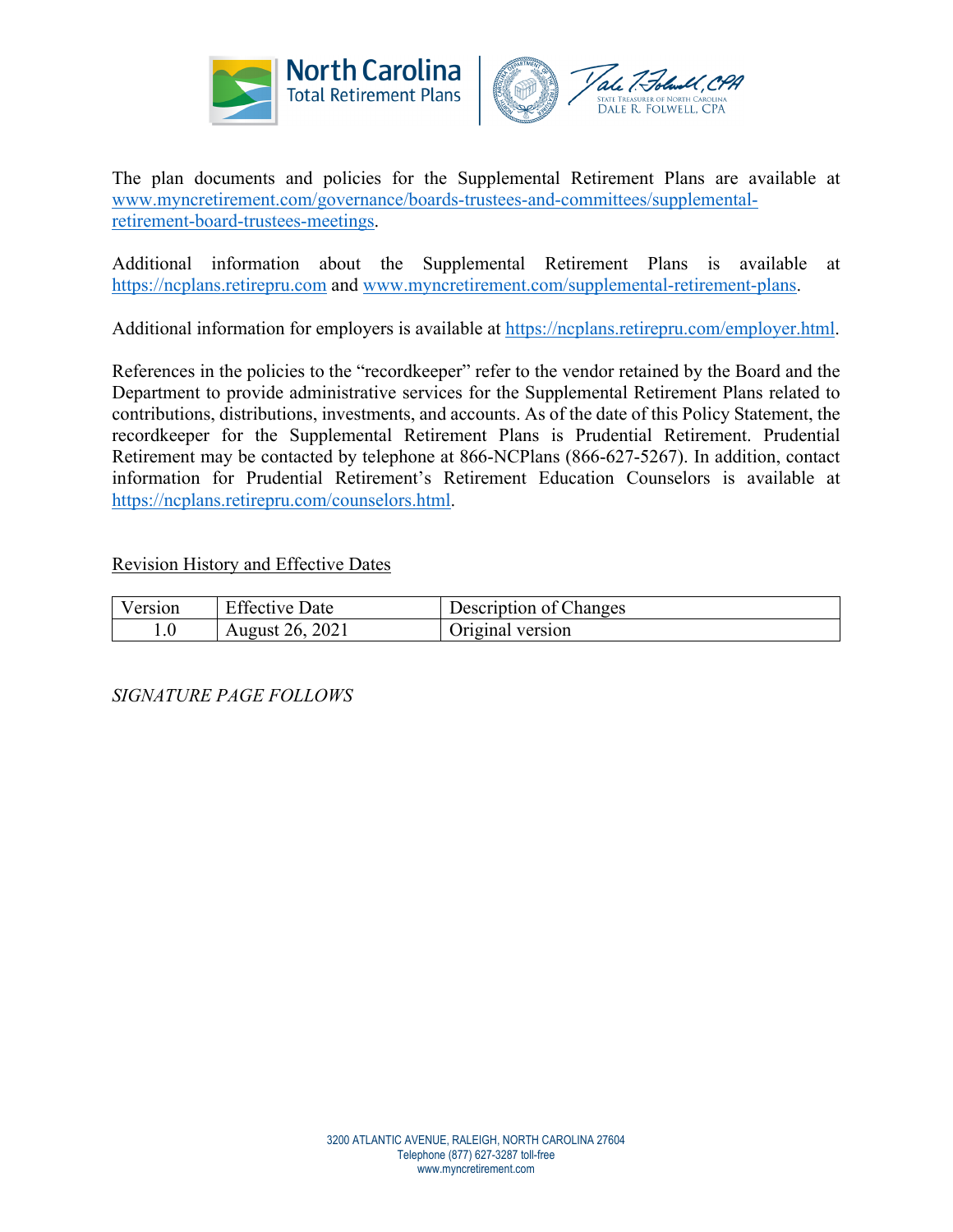The plan documents and policies for the Supplemental Retirement Plans are available at www.myncretirement.com/governance/boards-trustees-and-committees/supplemental-retirement-board-trustees-meetings.

Additional information about the Supplemental Retirement Plans is available at https://ncplans.retirepru.com and www.myncretirement.com/supplemental-retirement-plans.

Additional information for employers is available at https://ncplans.retirepru.com/employer.html.

References in the policies to the "recordkeeper" refer to the vendor retained by the Board and the Department to provide administrative services for the Supplemental Retirement Plans related to contributions, distributions, investments, and accounts. As of the date of this Policy Statement, the recordkeeper for the Supplemental Retirement Plans is Prudential Retirement. Prudential Retirement may be contacted by telephone at 866-NCPlans (866-627-5267). In addition, contact information for Prudential Retirement's Retirement Education Counselors is available at https://ncplans.retirepru.com/counselors.html.

Revision History and Effective Dates

| Version | Effective Date | Description of Changes |
|---|---|---|
| 1.0 | August 26, 2021 | Original version |

*SIGNATURE PAGE FOLLOWS*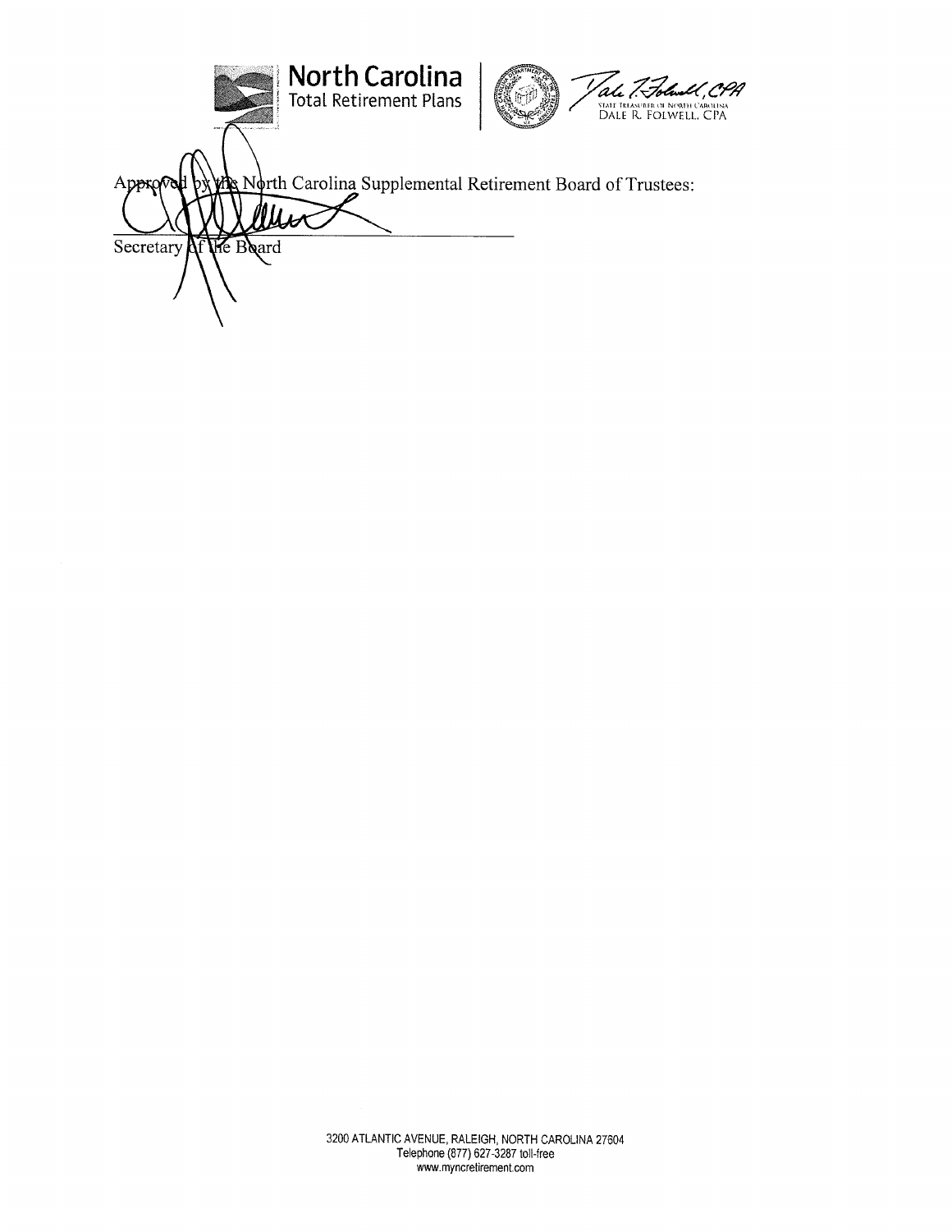North Carolina
Total Retirement Plans

STATE TREASURER OF NORTH CAROLINA
DALE R. FOLWELL, CPA

Approved by the North Carolina Supplemental Retirement Board of Trustees:

\_\_\_\_\_\_\_\_\_\_\_\_\_\_\_\_\_\_\_\_\_\_\_\_\_\_\_\_\_\_\_\_\_\_\_\_

Secretary of the Board

3200 ATLANTIC AVENUE, RALEIGH, NORTH CAROLINA 27604
Telephone (877) 627-3287 toll-free
www.myncretirement.com